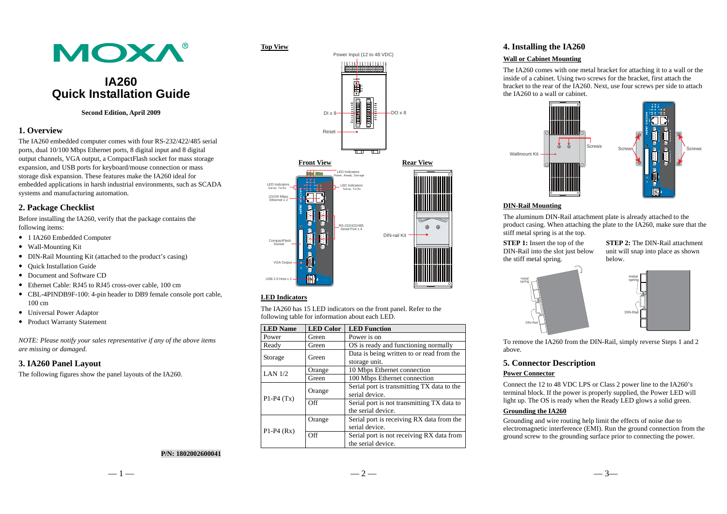MOXA®

# IA260 Quick Installation Guide

**Second Edition, April 2009**

## 1. Overview

The IA260 embedded computer comes with four RS-232/422/485 serial ports, dual 10/100 Mbps Ethernet ports, 8 digital input and 8 digital output channels, VGA output, a CompactFlash socket for mass storage expansion, and USB ports for keyboard/mouse connection or mass storage disk expansion. These features make the IA260 ideal for embedded applications in harsh industrial environments, such as SCADA systems and manufacturing automation.

## 2. Package Checklist

Before installing the IA260, verify that the package contains the following items:

- 1 IA260 Embedded Computer
- Wall-Mounting Kit
- DIN-Rail Mounting Kit (attached to the product's casing)
- Quick Installation Guide
- Document and Software CD
- Ethernet Cable: RJ45 to RJ45 cross-over cable, 100 cm
- CBL-4PINDB9F-100: 4-pin header to DB9 female console port cable, 100 cm
- Universal Power Adaptor
- Product Warranty Statement

*NOTE: Please notify your sales representative if any of the above items are missing or damaged.*

## 3. IA260 Panel Layout

The following figures show the panel layouts of the IA260.

P/N: 1802002600041

**Top View**

Power Input (12 to 48 VDC)
DI x 8
DO x 8
Reset

**Front View**

LED Indicators Power, Ready, Storage
LED Indicators Serial, Tx/Rx
LED Indicators Serial, Tx/Rx
10/100 Mbps Ethernet x 2
RS-232/422/485 Serial Port x 4
CompactFlash Socket
VGA Output
USB 2.0 Host x 2

**Rear View**

DIN-rail Kit

### LED Indicators

The IA260 has 15 LED indicators on the front panel. Refer to the following table for information about each LED.

| LED Name | LED Color | LED Function |
|---|---|---|
| Power | Green | Power is on |
| Ready | Green | OS is ready and functioning normally |
| Storage | Green | Data is being written to or read from the storage unit. |
| LAN 1/2 | Orange | 10 Mbps Ethernet connection |
| | Green | 100 Mbps Ethernet connection |
| P1-P4 (Tx) | Orange | Serial port is transmitting TX data to the serial device. |
| | Off | Serial port is not transmitting TX data to the serial device. |
| P1-P4 (Rx) | Orange | Serial port is receiving RX data from the serial device. |
| | Off | Serial port is not receiving RX data from the serial device. |

## 4. Installing the IA260

### Wall or Cabinet Mounting

The IA260 comes with one metal bracket for attaching it to a wall or the inside of a cabinet. Using two screws for the bracket, first attach the bracket to the rear of the IA260. Next, use four screws per side to attach the IA260 to a wall or cabinet.

Wallmount Kit
Screws
Screws
Screws

### DIN-Rail Mounting

The aluminum DIN-Rail attachment plate is already attached to the product casing. When attaching the plate to the IA260, make sure that the stiff metal spring is at the top.

**STEP 1:** Insert the top of the DIN-Rail into the slot just below the stiff metal spring.

**STEP 2:** The DIN-Rail attachment unit will snap into place as shown below.

metal spring
DIN-Rail
metal spring
DIN-Rail

To remove the IA260 from the DIN-Rail, simply reverse Steps 1 and 2 above.

## 5. Connector Description

### Power Connector

Connect the 12 to 48 VDC LPS or Class 2 power line to the IA260's terminal block. If the power is properly supplied, the Power LED will light up. The OS is ready when the Ready LED glows a solid green.

### Grounding the IA260

Grounding and wire routing help limit the effects of noise due to electromagnetic interference (EMI). Run the ground connection from the ground screw to the grounding surface prior to connecting the power.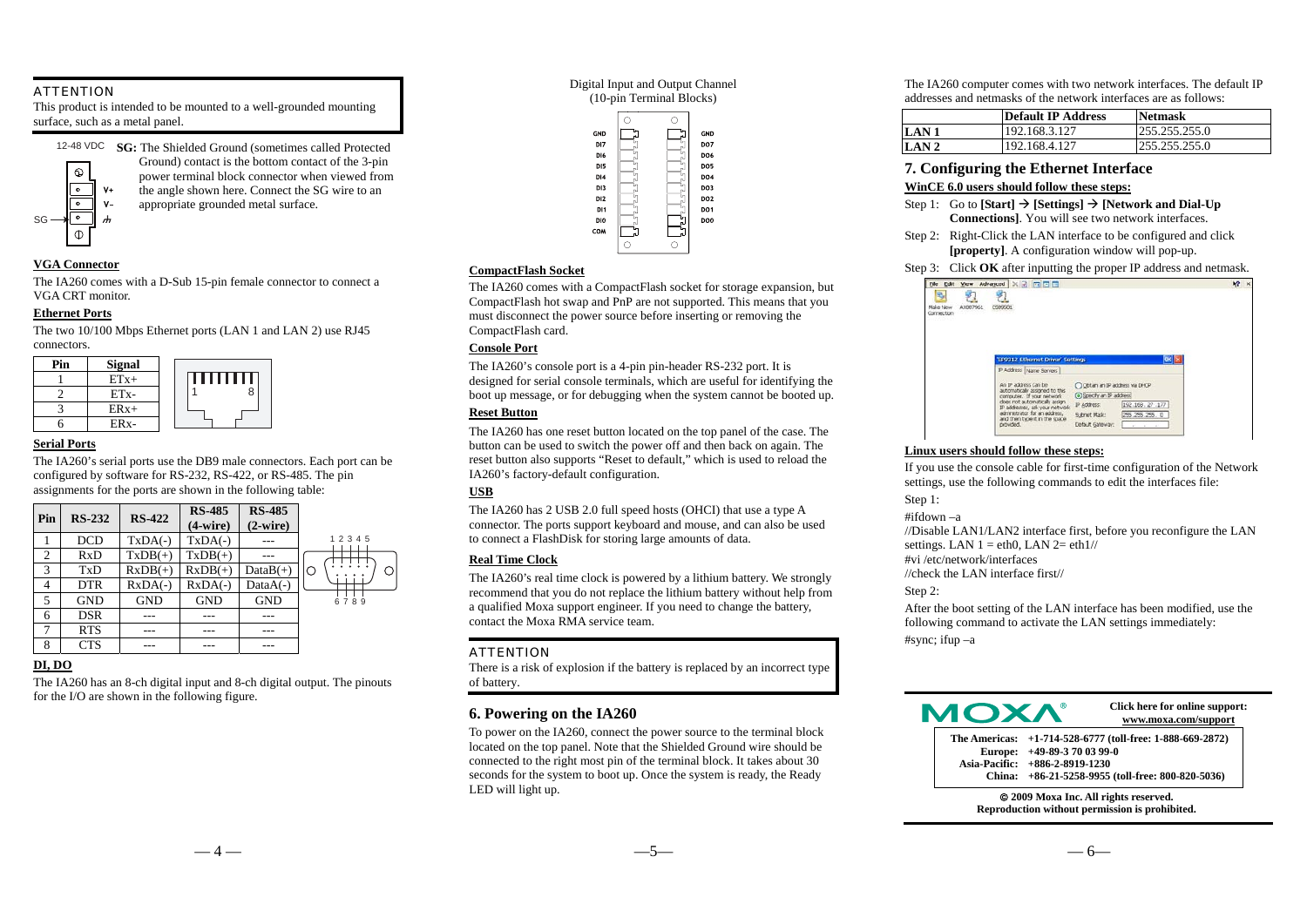## ATTENTION

This product is intended to be mounted to a well-grounded mounting surface, such as a metal panel.

12-48 VDC

V+

V-

SG

**SG:** The Shielded Ground (sometimes called Protected Ground) contact is the bottom contact of the 3-pin power terminal block connector when viewed from the angle shown here. Connect the SG wire to an appropriate grounded metal surface.

### VGA Connector

The IA260 comes with a D-Sub 15-pin female connector to connect a VGA CRT monitor.

### Ethernet Ports

The two 10/100 Mbps Ethernet ports (LAN 1 and LAN 2) use RJ45 connectors.

| Pin | Signal |
|---|---|
| 1 | ETx+ |
| 2 | ETx- |
| 3 | ERx+ |
| 6 | ERx- |

1 8

### Serial Ports

The IA260's serial ports use the DB9 male connectors. Each port can be configured by software for RS-232, RS-422, or RS-485. The pin assignments for the ports are shown in the following table:

| Pin | RS-232 | RS-422 | RS-485 (4-wire) | RS-485 (2-wire) |
|---|---|---|---|---|
| 1 | DCD | TxDA(-) | TxDA(-) | --- |
| 2 | RxD | TxDB(+) | TxDB(+) | --- |
| 3 | TxD | RxDB(+) | RxDB(+) | DataB(+) |
| 4 | DTR | RxDA(-) | RxDA(-) | DataA(-) |
| 5 | GND | GND | GND | GND |
| 6 | DSR | --- | --- | --- |
| 7 | RTS | --- | --- | --- |
| 8 | CTS | --- | --- | --- |

1 2 3 4 5

6 7 8 9

### DI, DO

The IA260 has an 8-ch digital input and 8-ch digital output. The pinouts for the I/O are shown in the following figure.

Digital Input and Output Channel
(10-pin Terminal Blocks)

GND, DI7, DI6, DI5, DI4, DI3, DI2, DI1, DI0, COM

GND, DO7, DO6, DO5, DO4, DO3, DO2, DO1, DO0

### CompactFlash Socket

The IA260 comes with a CompactFlash socket for storage expansion, but CompactFlash hot swap and PnP are not supported. This means that you must disconnect the power source before inserting or removing the CompactFlash card.

### Console Port

The IA260's console port is a 4-pin pin-header RS-232 port. It is designed for serial console terminals, which are useful for identifying the boot up message, or for debugging when the system cannot be booted up.

### Reset Button

The IA260 has one reset button located on the top panel of the case. The button can be used to switch the power off and then back on again. The reset button also supports "Reset to default," which is used to reload the IA260's factory-default configuration.

### USB

The IA260 has 2 USB 2.0 full speed hosts (OHCI) that use a type A connector. The ports support keyboard and mouse, and can also be used to connect a FlashDisk for storing large amounts of data.

### Real Time Clock

The IA260's real time clock is powered by a lithium battery. We strongly recommend that you do not replace the lithium battery without help from a qualified Moxa support engineer. If you need to change the battery, contact the Moxa RMA service team.

## ATTENTION

There is a risk of explosion if the battery is replaced by an incorrect type of battery.

## 6. Powering on the IA260

To power on the IA260, connect the power source to the terminal block located on the top panel. Note that the Shielded Ground wire should be connected to the right most pin of the terminal block. It takes about 30 seconds for the system to boot up. Once the system is ready, the Ready LED will light up.

The IA260 computer comes with two network interfaces. The default IP addresses and netmasks of the network interfaces are as follows:

| | Default IP Address | Netmask |
|---|---|---|
| LAN 1 | 192.168.3.127 | 255.255.255.0 |
| LAN 2 | 192.168.4.127 | 255.255.255.0 |

## 7. Configuring the Ethernet Interface

### WinCE 6.0 users should follow these steps:

Step 1: Go to **[Start]** → **[Settings]** → **[Network and Dial-Up Connections]**. You will see two network interfaces.

Step 2: Right-Click the LAN interface to be configured and click **[property]**. A configuration window will pop-up.

Step 3: Click **OK** after inputting the proper IP address and netmask.

### Linux users should follow these steps:

If you use the console cable for first-time configuration of the Network settings, use the following commands to edit the interfaces file:

Step 1:

#ifdown –a

//Disable LAN1/LAN2 interface first, before you reconfigure the LAN settings. LAN 1 = eth0, LAN 2= eth1//

#vi /etc/network/interfaces

//check the LAN interface first//

Step 2:

After the boot setting of the LAN interface has been modified, use the following command to activate the LAN settings immediately:

#sync; ifup –a

MOXA®

**Click here for online support:**
**www.moxa.com/support**

**The Americas: +1-714-528-6777 (toll-free: 1-888-669-2872)**
**Europe: +49-89-3 70 03 99-0**
**Asia-Pacific: +886-2-8919-1230**
**China: +86-21-5258-9955 (toll-free: 800-820-5036)**

**© 2009 Moxa Inc. All rights reserved.**
**Reproduction without permission is prohibited.**